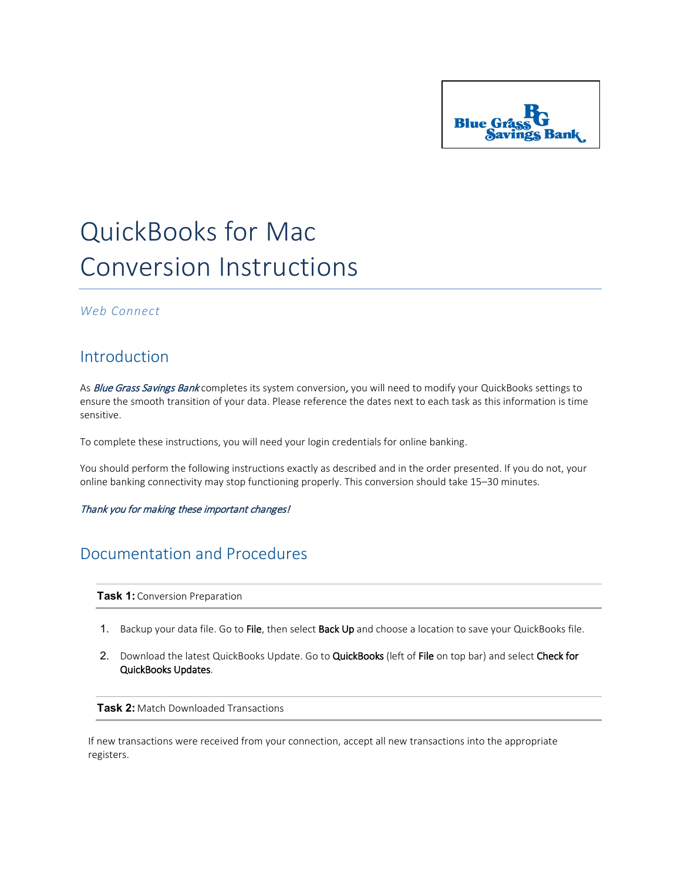# QuickBooks for Mac Conversion Instructions

*Web Connect*

## Introduction

As *Blue Grass Savings Bank* completes its system conversion, you will need to modify your QuickBooks settings to ensure the smooth transition of your data. Please reference the dates next to each task as this information is time sensitive.

To complete these instructions, you will need your login credentials for online banking.

You should perform the following instructions exactly as described and in the order presented. If you do not, your online banking connectivity may stop functioning properly. This conversion should take 15–30 minutes.

*Thank you for making these important changes!*

## Documentation and Procedures

**Task 1:** Conversion Preparation

1. Backup your data file. Go to File, then select Back Up and choose a location to save your QuickBooks file.
2. Download the latest QuickBooks Update. Go to QuickBooks (left of File on top bar) and select Check for QuickBooks Updates.

**Task 2:** Match Downloaded Transactions

If new transactions were received from your connection, accept all new transactions into the appropriate registers.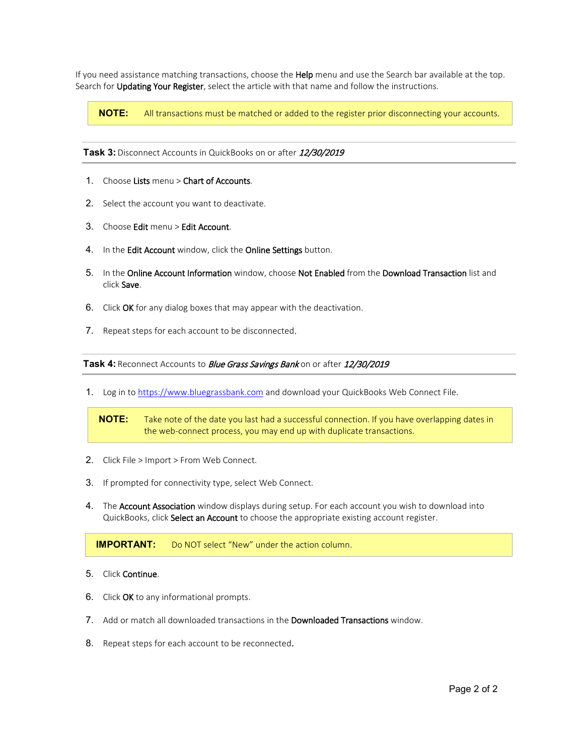If you need assistance matching transactions, choose the **Help** menu and use the Search bar available at the top. Search for **Updating Your Register**, select the article with that name and follow the instructions.

> **NOTE:** All transactions must be matched or added to the register prior disconnecting your accounts.

### **Task 3:** Disconnect Accounts in QuickBooks on or after *12/30/2019*

1. Choose **Lists** menu > **Chart of Accounts**.
2. Select the account you want to deactivate.
3. Choose **Edit** menu > **Edit Account**.
4. In the **Edit Account** window, click the **Online Settings** button.
5. In the **Online Account Information** window, choose **Not Enabled** from the **Download Transaction** list and click **Save**.
6. Click **OK** for any dialog boxes that may appear with the deactivation.
7. Repeat steps for each account to be disconnected.

### **Task 4:** Reconnect Accounts to *Blue Grass Savings Bank* on or after *12/30/2019*

1. Log in to https://www.bluegrassbank.com and download your QuickBooks Web Connect File.

> **NOTE:** Take note of the date you last had a successful connection. If you have overlapping dates in the web-connect process, you may end up with duplicate transactions.

2. Click File > Import > From Web Connect.
3. If prompted for connectivity type, select Web Connect.
4. The **Account Association** window displays during setup. For each account you wish to download into QuickBooks, click **Select an Account** to choose the appropriate existing account register.

> **IMPORTANT:** Do NOT select "New" under the action column.

5. Click **Continue**.
6. Click **OK** to any informational prompts.
7. Add or match all downloaded transactions in the **Downloaded Transactions** window.
8. Repeat steps for each account to be reconnected.